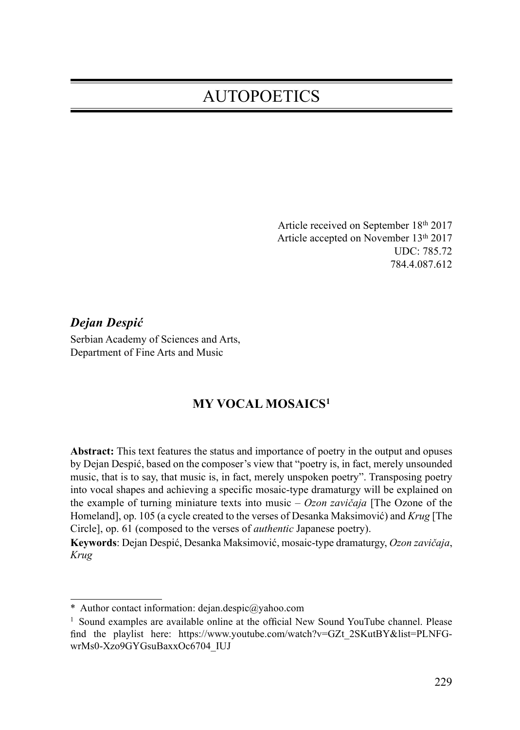# AUTOPOETICS

Article received on September 18th 2017
Article accepted on November 13th 2017
UDC: 785.72
784.4.087.612

***Dejan Despić***
Serbian Academy of Sciences and Arts,
Department of Fine Arts and Music

## MY VOCAL MOSAICS[1]

**Abstract:** This text features the status and importance of poetry in the output and opuses by Dejan Despić, based on the composer's view that "poetry is, in fact, merely unsounded music, that is to say, that music is, in fact, merely unspoken poetry". Transposing poetry into vocal shapes and achieving a specific mosaic-type dramaturgy will be explained on the example of turning miniature texts into music – *Ozon zavičaja* [The Ozone of the Homeland], op. 105 (a cycle created to the verses of Desanka Maksimović) and *Krug* [The Circle], op. 61 (composed to the verses of *authentic* Japanese poetry).

**Keywords**: Dejan Despić, Desanka Maksimović, mosaic-type dramaturgy, *Ozon zavičaja*, *Krug*

---

\* Author contact information: dejan.despic@yahoo.com

[1] Sound examples are available online at the official New Sound YouTube channel. Please find the playlist here: https://www.youtube.com/watch?v=GZt_2SKutBY&list=PLNFG-wrMs0-Xzo9GYGsuBaxxOc6704_IUJ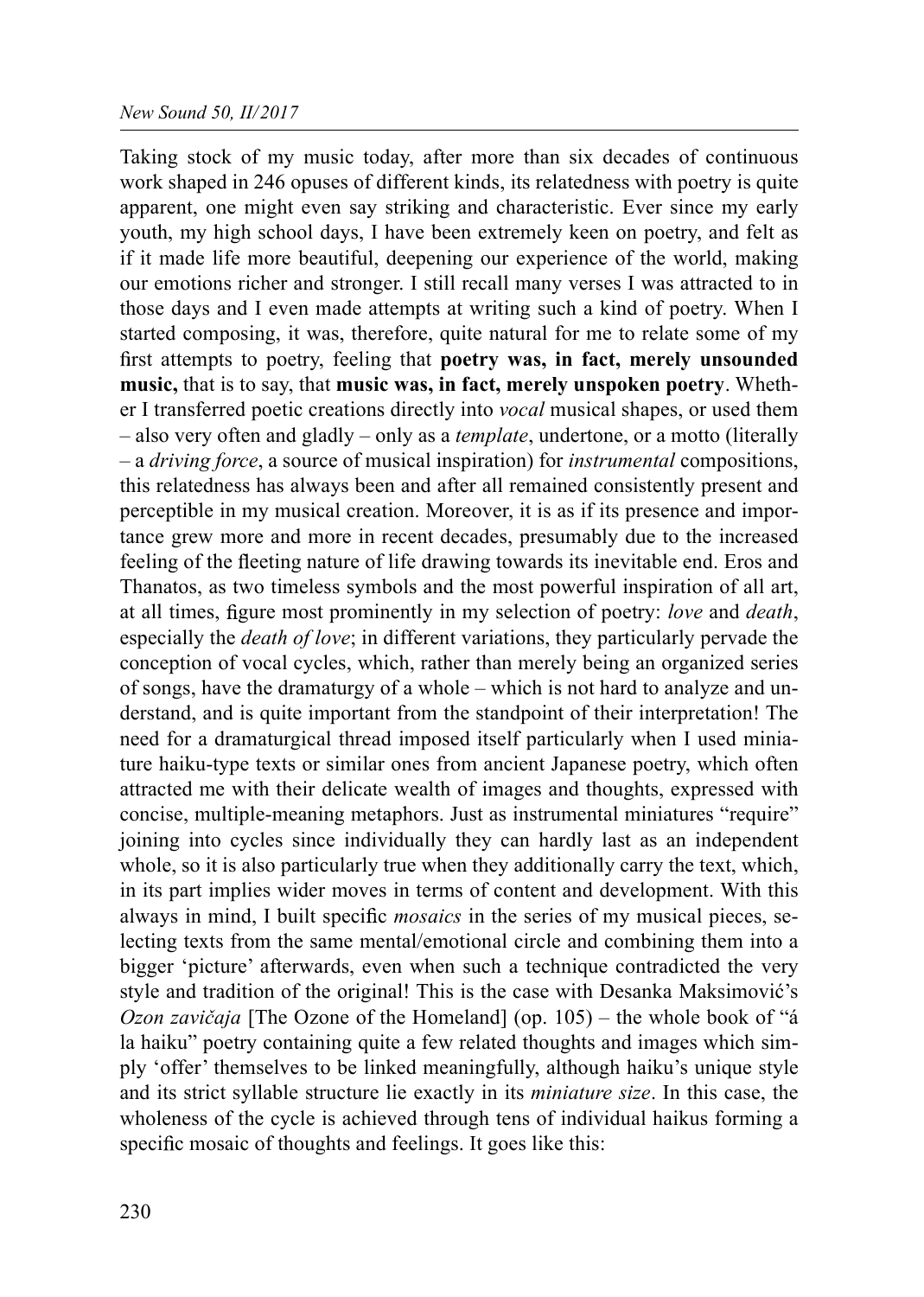Taking stock of my music today, after more than six decades of continuous work shaped in 246 opuses of different kinds, its relatedness with poetry is quite apparent, one might even say striking and characteristic. Ever since my early youth, my high school days, I have been extremely keen on poetry, and felt as if it made life more beautiful, deepening our experience of the world, making our emotions richer and stronger. I still recall many verses I was attracted to in those days and I even made attempts at writing such a kind of poetry. When I started composing, it was, therefore, quite natural for me to relate some of my first attempts to poetry, feeling that **poetry was, in fact, merely unsounded music,** that is to say, that **music was, in fact, merely unspoken poetry**. Whether I transferred poetic creations directly into *vocal* musical shapes, or used them – also very often and gladly – only as a *template*, undertone, or a motto (literally – a *driving force*, a source of musical inspiration) for *instrumental* compositions, this relatedness has always been and after all remained consistently present and perceptible in my musical creation. Moreover, it is as if its presence and importance grew more and more in recent decades, presumably due to the increased feeling of the fleeting nature of life drawing towards its inevitable end. Eros and Thanatos, as two timeless symbols and the most powerful inspiration of all art, at all times, figure most prominently in my selection of poetry: *love* and *death*, especially the *death of love*; in different variations, they particularly pervade the conception of vocal cycles, which, rather than merely being an organized series of songs, have the dramaturgy of a whole – which is not hard to analyze and understand, and is quite important from the standpoint of their interpretation! The need for a dramaturgical thread imposed itself particularly when I used miniature haiku-type texts or similar ones from ancient Japanese poetry, which often attracted me with their delicate wealth of images and thoughts, expressed with concise, multiple-meaning metaphors. Just as instrumental miniatures "require" joining into cycles since individually they can hardly last as an independent whole, so it is also particularly true when they additionally carry the text, which, in its part implies wider moves in terms of content and development. With this always in mind, I built specific *mosaics* in the series of my musical pieces, selecting texts from the same mental/emotional circle and combining them into a bigger 'picture' afterwards, even when such a technique contradicted the very style and tradition of the original! This is the case with Desanka Maksimović's *Ozon zavičaja* [The Ozone of the Homeland] (op. 105) – the whole book of "á la haiku" poetry containing quite a few related thoughts and images which simply 'offer' themselves to be linked meaningfully, although haiku's unique style and its strict syllable structure lie exactly in its *miniature size*. In this case, the wholeness of the cycle is achieved through tens of individual haikus forming a specific mosaic of thoughts and feelings. It goes like this: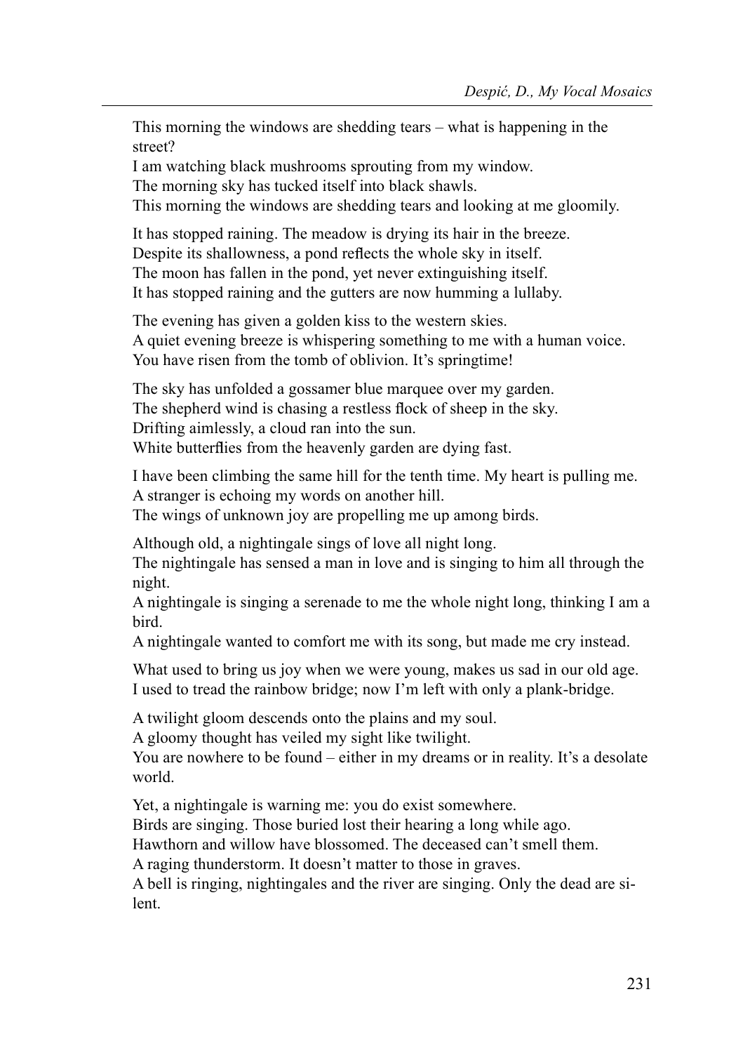This morning the windows are shedding tears – what is happening in the street?
I am watching black mushrooms sprouting from my window.
The morning sky has tucked itself into black shawls.
This morning the windows are shedding tears and looking at me gloomily.

It has stopped raining. The meadow is drying its hair in the breeze.
Despite its shallowness, a pond reflects the whole sky in itself.
The moon has fallen in the pond, yet never extinguishing itself.
It has stopped raining and the gutters are now humming a lullaby.

The evening has given a golden kiss to the western skies.
A quiet evening breeze is whispering something to me with a human voice.
You have risen from the tomb of oblivion. It's springtime!

The sky has unfolded a gossamer blue marquee over my garden.
The shepherd wind is chasing a restless flock of sheep in the sky.
Drifting aimlessly, a cloud ran into the sun.
White butterflies from the heavenly garden are dying fast.

I have been climbing the same hill for the tenth time. My heart is pulling me.
A stranger is echoing my words on another hill.
The wings of unknown joy are propelling me up among birds.

Although old, a nightingale sings of love all night long.
The nightingale has sensed a man in love and is singing to him all through the night.
A nightingale is singing a serenade to me the whole night long, thinking I am a bird.
A nightingale wanted to comfort me with its song, but made me cry instead.

What used to bring us joy when we were young, makes us sad in our old age.
I used to tread the rainbow bridge; now I'm left with only a plank-bridge.

A twilight gloom descends onto the plains and my soul.
A gloomy thought has veiled my sight like twilight.
You are nowhere to be found – either in my dreams or in reality. It's a desolate world.

Yet, a nightingale is warning me: you do exist somewhere.
Birds are singing. Those buried lost their hearing a long while ago.
Hawthorn and willow have blossomed. The deceased can't smell them.
A raging thunderstorm. It doesn't matter to those in graves.
A bell is ringing, nightingales and the river are singing. Only the dead are silent.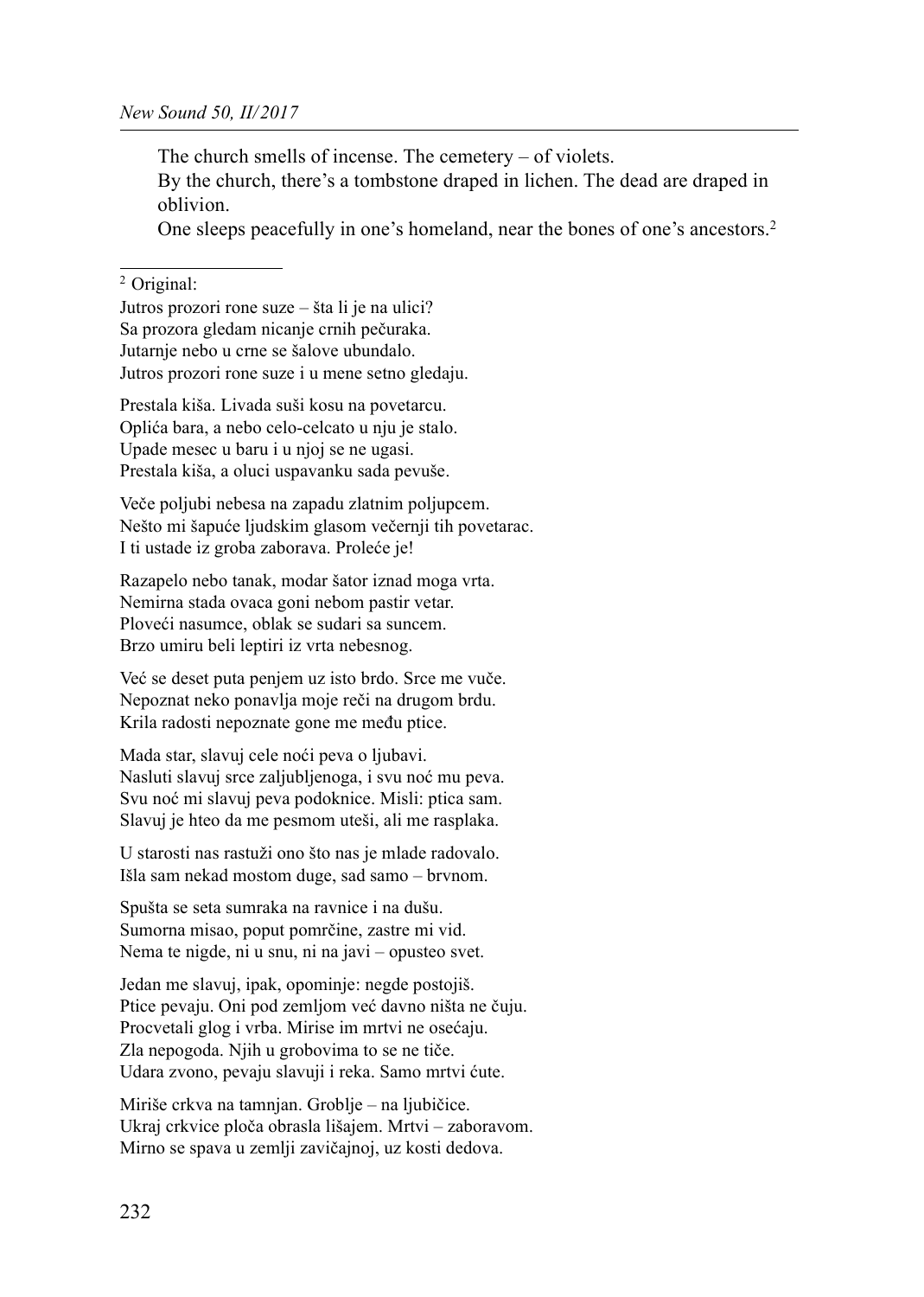The church smells of incense. The cemetery – of violets.
By the church, there's a tombstone draped in lichen. The dead are draped in oblivion.
One sleeps peacefully in one's homeland, near the bones of one's ancestors.[2]

---

[2] Original:

Jutros prozori rone suze – šta li je na ulici?
Sa prozora gledam nicanje crnih pečuraka.
Jutarnje nebo u crne se šalove ubundalo.
Jutros prozori rone suze i u mene setno gledaju.

Prestala kiša. Livada suši kosu na povetarcu.
Oplića bara, a nebo celo-celcato u nju je stalo.
Upade mesec u baru i u njoj se ne ugasi.
Prestala kiša, a oluci uspavanku sada pevuše.

Veče poljubi nebesa na zapadu zlatnim poljupcem.
Nešto mi šapuće ljudskim glasom večernji tih povetarac.
I ti ustade iz groba zaborava. Proleće je!

Razapelo nebo tanak, modar šator iznad moga vrta.
Nemirna stada ovaca goni nebom pastir vetar.
Ploveći nasumce, oblak se sudari sa suncem.
Brzo umiru beli leptiri iz vrta nebesnog.

Već se deset puta penjem uz isto brdo. Srce me vuče.
Nepoznat neko ponavlja moje reči na drugom brdu.
Krila radosti nepoznate gone me među ptice.

Mada star, slavuj cele noći peva o ljubavi.
Nasluti slavuj srce zaljubljenoga, i svu noć mu peva.
Svu noć mi slavuj peva podoknice. Misli: ptica sam.
Slavuj je hteo da me pesmom uteši, ali me rasplaka.

U starosti nas rastuži ono što nas je mlade radovalo.
Išla sam nekad mostom duge, sad samo – brvnom.

Spušta se seta sumraka na ravnice i na dušu.
Sumorna misao, poput pomrčine, zastre mi vid.
Nema te nigde, ni u snu, ni na javi – opusteo svet.

Jedan me slavuj, ipak, opominje: negde postojiš.
Ptice pevaju. Oni pod zemljom već davno ništa ne čuju.
Procvetali glog i vrba. Mirise im mrtvi ne osećaju.
Zla nepogoda. Njih u grobovima to se ne tiče.
Udara zvono, pevaju slavuji i reka. Samo mrtvi ćute.

Miriše crkva na tamnjan. Groblje – na ljubičice.
Ukraj crkvice ploča obrasla lišajem. Mrtvi – zaboravom.
Mirno se spava u zemlji zavičajnoj, uz kosti dedova.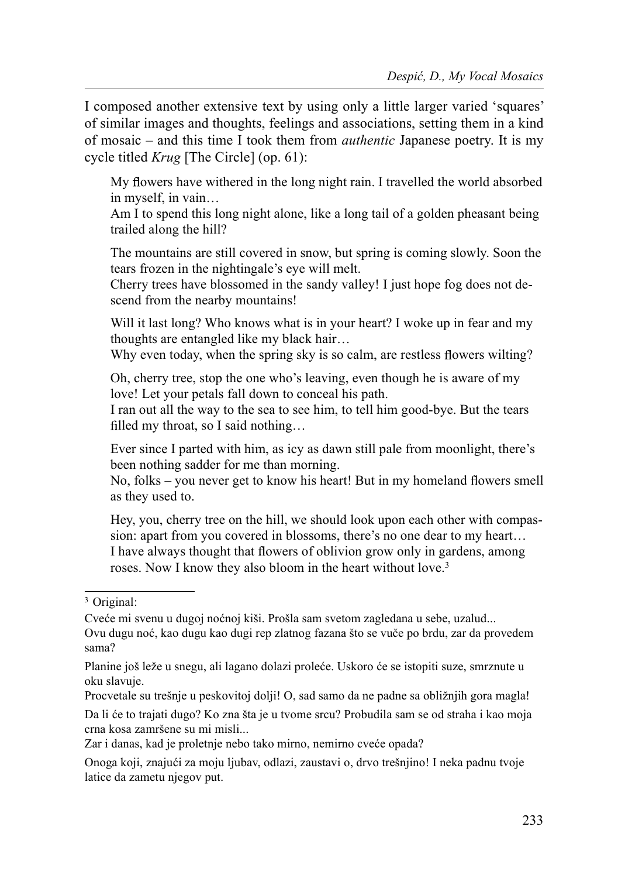I composed another extensive text by using only a little larger varied 'squares' of similar images and thoughts, feelings and associations, setting them in a kind of mosaic – and this time I took them from *authentic* Japanese poetry. It is my cycle titled *Krug* [The Circle] (op. 61):

> My flowers have withered in the long night rain. I travelled the world absorbed in myself, in vain…
> Am I to spend this long night alone, like a long tail of a golden pheasant being trailed along the hill?
>
> The mountains are still covered in snow, but spring is coming slowly. Soon the tears frozen in the nightingale's eye will melt.
> Cherry trees have blossomed in the sandy valley! I just hope fog does not descend from the nearby mountains!
>
> Will it last long? Who knows what is in your heart? I woke up in fear and my thoughts are entangled like my black hair…
> Why even today, when the spring sky is so calm, are restless flowers wilting?
>
> Oh, cherry tree, stop the one who's leaving, even though he is aware of my love! Let your petals fall down to conceal his path.
> I ran out all the way to the sea to see him, to tell him good-bye. But the tears filled my throat, so I said nothing…
>
> Ever since I parted with him, as icy as dawn still pale from moonlight, there's been nothing sadder for me than morning.
> No, folks – you never get to know his heart! But in my homeland flowers smell as they used to.
>
> Hey, you, cherry tree on the hill, we should look upon each other with compassion: apart from you covered in blossoms, there's no one dear to my heart…
> I have always thought that flowers of oblivion grow only in gardens, among roses. Now I know they also bloom in the heart without love.[3]

---

[3] Original:

Cveće mi svenu u dugoj noćnoj kiši. Prošla sam svetom zagledana u sebe, uzalud...
Ovu dugu noć, kao dugu kao dugi rep zlatnog fazana što se vuče po brdu, zar da provedem sama?

Planine još leže u snegu, ali lagano dolazi proleće. Uskoro će se istopiti suze, smrznute u oku slavuje.
Procvetale su trešnje u peskovitoj dolji! O, sad samo da ne padne sa obližnjih gora magla!

Da li će to trajati dugo? Ko zna šta je u tvome srcu? Probudila sam se od straha i kao moja crna kosa zamršene su mi misli...
Zar i danas, kad je proletnje nebo tako mirno, nemirno cveće opada?

Onoga koji, znajući za moju ljubav, odlazi, zaustavi o, drvo trešnjino! I neka padnu tvoje latice da zametu njegov put.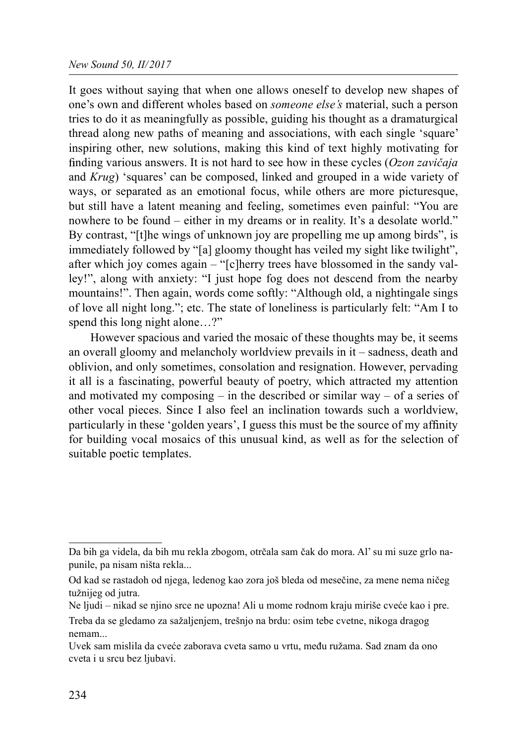It goes without saying that when one allows oneself to develop new shapes of one's own and different wholes based on *someone else's* material, such a person tries to do it as meaningfully as possible, guiding his thought as a dramaturgical thread along new paths of meaning and associations, with each single 'square' inspiring other, new solutions, making this kind of text highly motivating for finding various answers. It is not hard to see how in these cycles (*Ozon zavičaja* and *Krug*) 'squares' can be composed, linked and grouped in a wide variety of ways, or separated as an emotional focus, while others are more picturesque, but still have a latent meaning and feeling, sometimes even painful: "You are nowhere to be found – either in my dreams or in reality. It's a desolate world." By contrast, "[t]he wings of unknown joy are propelling me up among birds", is immediately followed by "[a] gloomy thought has veiled my sight like twilight", after which joy comes again – "[c]herry trees have blossomed in the sandy valley!", along with anxiety: "I just hope fog does not descend from the nearby mountains!". Then again, words come softly: "Although old, a nightingale sings of love all night long."; etc. The state of loneliness is particularly felt: "Am I to spend this long night alone…?"

However spacious and varied the mosaic of these thoughts may be, it seems an overall gloomy and melancholy worldview prevails in it – sadness, death and oblivion, and only sometimes, consolation and resignation. However, pervading it all is a fascinating, powerful beauty of poetry, which attracted my attention and motivated my composing – in the described or similar way – of a series of other vocal pieces. Since I also feel an inclination towards such a worldview, particularly in these 'golden years', I guess this must be the source of my affinity for building vocal mosaics of this unusual kind, as well as for the selection of suitable poetic templates.

---

Da bih ga videla, da bih mu rekla zbogom, otrčala sam čak do mora. Al' su mi suze grlo napunile, pa nisam ništa rekla...

Od kad se rastadoh od njega, ledenog kao zora još bleda od mesečine, za mene nema ničeg tužnijeg od jutra.

Ne ljudi – nikad se njino srce ne upozna! Ali u mome rodnom kraju miriše cveće kao i pre.

Treba da se gledamo za sažaljenjem, trešnjo na brdu: osim tebe cvetne, nikoga dragog nemam...

Uvek sam mislila da cveće zaborava cveta samo u vrtu, među ružama. Sad znam da ono cveta i u srcu bez ljubavi.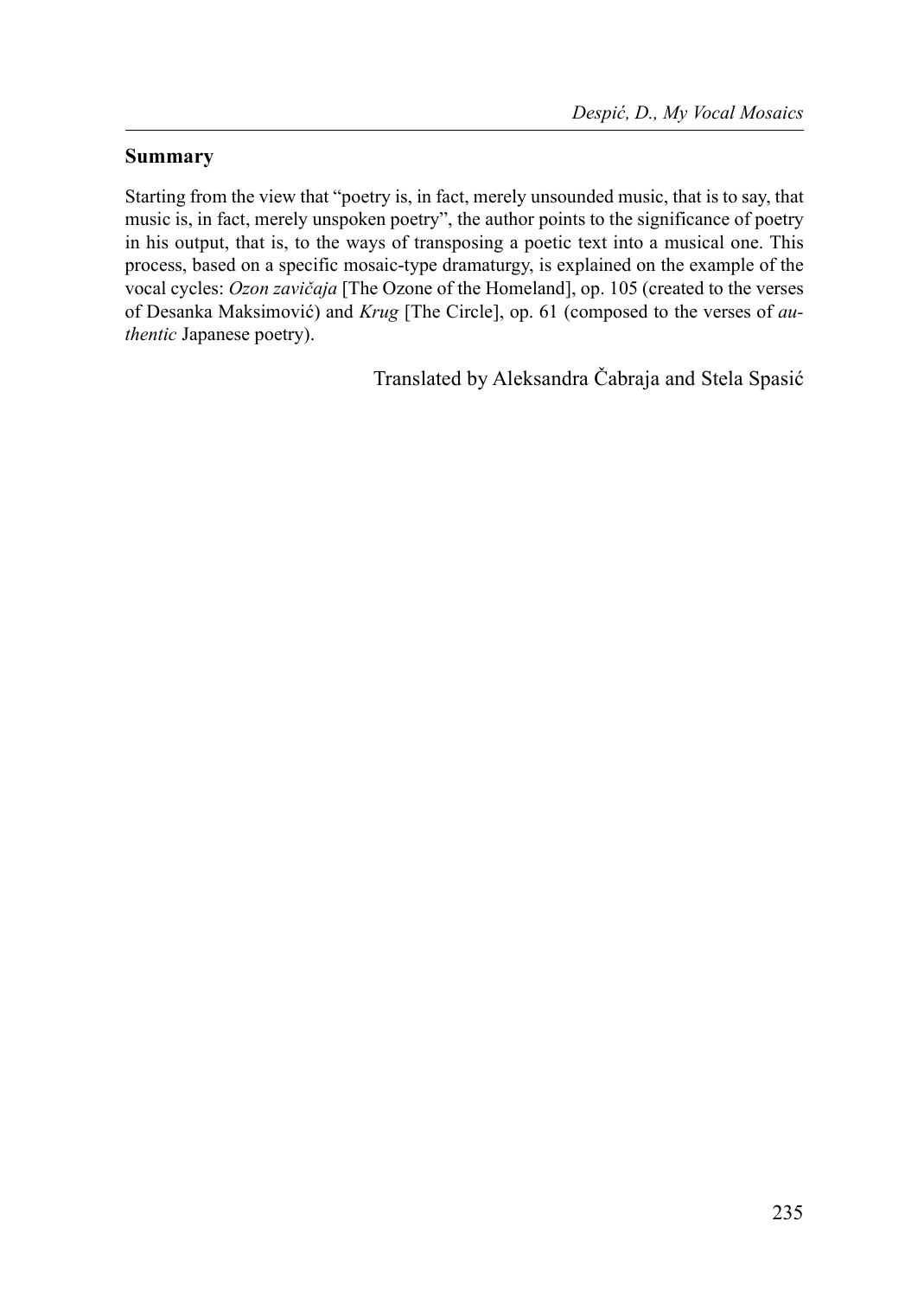## Summary

Starting from the view that "poetry is, in fact, merely unsounded music, that is to say, that music is, in fact, merely unspoken poetry", the author points to the significance of poetry in his output, that is, to the ways of transposing a poetic text into a musical one. This process, based on a specific mosaic-type dramaturgy, is explained on the example of the vocal cycles: *Ozon zavičaja* [The Ozone of the Homeland], op. 105 (created to the verses of Desanka Maksimović) and *Krug* [The Circle], op. 61 (composed to the verses of *authentic* Japanese poetry).

Translated by Aleksandra Čabraja and Stela Spasić